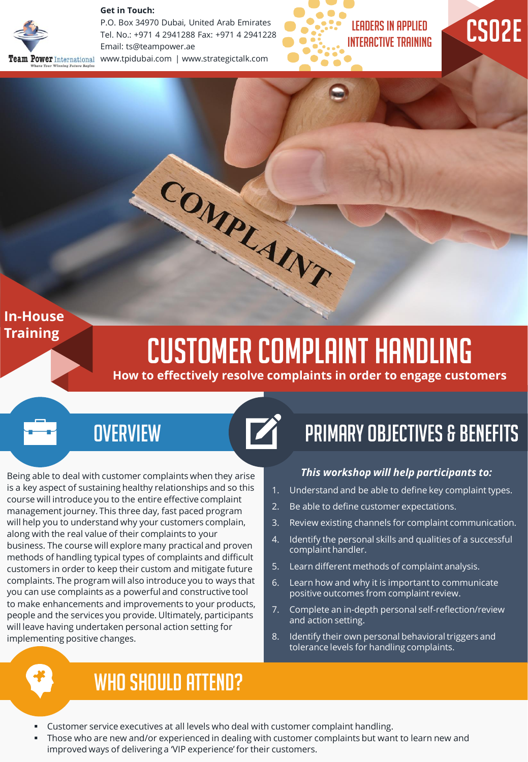**Get in Touch:**
P.O. Box 34970 Dubai, United Arab Emirates
Tel. No.: +971 4 2941288 Fax: +971 4 2941228
Email: ts@teampower.ae
www.tpidubai.com | www.strategictalk.com

Team Power International — Where Your Winning Future Begins

LEADERS IN APPLIED INTERACTIVE TRAINING

CS02E

COMPLAINT

In-House Training

# CUSTOMER COMPLAINT HANDLING

**How to effectively resolve complaints in order to engage customers**

## OVERVIEW

Being able to deal with customer complaints when they arise is a key aspect of sustaining healthy relationships and so this course will introduce you to the entire effective complaint management journey. This three day, fast paced program will help you to understand why your customers complain, along with the real value of their complaints to your business. The course will explore many practical and proven methods of handling typical types of complaints and difficult customers in order to keep their custom and mitigate future complaints. The program will also introduce you to ways that you can use complaints as a powerful and constructive tool to make enhancements and improvements to your products, people and the services you provide. Ultimately, participants will leave having undertaken personal action setting for implementing positive changes.

## PRIMARY OBJECTIVES & BENEFITS

***This workshop will help participants to:***

1. Understand and be able to define key complaint types.
2. Be able to define customer expectations.
3. Review existing channels for complaint communication.
4. Identify the personal skills and qualities of a successful complaint handler.
5. Learn different methods of complaint analysis.
6. Learn how and why it is important to communicate positive outcomes from complaint review.
7. Complete an in-depth personal self-reflection/review and action setting.
8. Identify their own personal behavioral triggers and tolerance levels for handling complaints.

## WHO SHOULD ATTEND?

- Customer service executives at all levels who deal with customer complaint handling.
- Those who are new and/or experienced in dealing with customer complaints but want to learn new and improved ways of delivering a 'VIP experience' for their customers.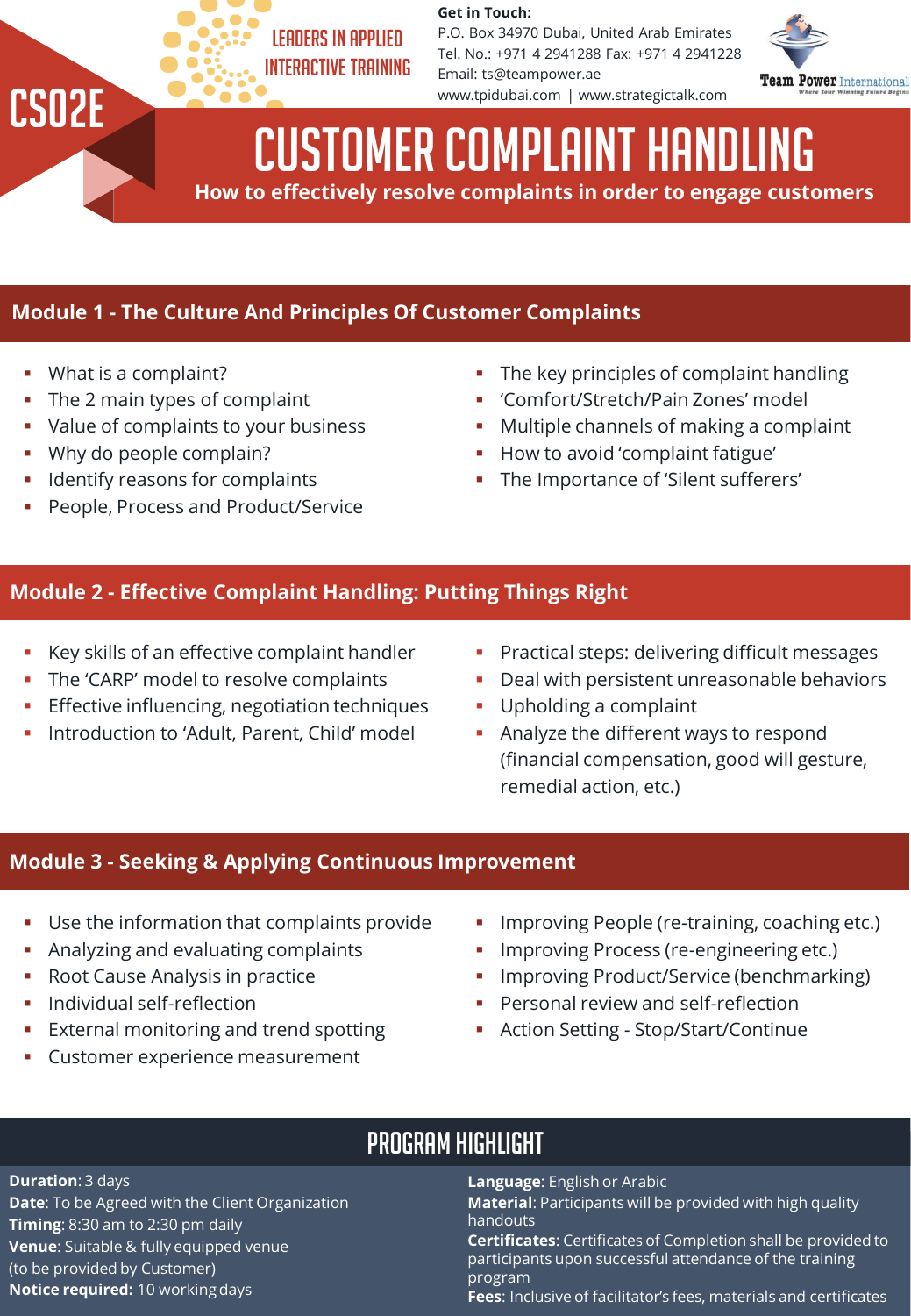LEADERS IN APPLIED INTERACTIVE TRAINING

**Get in Touch:**
P.O. Box 34970 Dubai, United Arab Emirates
Tel. No.: +971 4 2941288 Fax: +971 4 2941228
Email: ts@teampower.ae
www.tpidubai.com | www.strategictalk.com

Team Power International
Where Your Winning Future Begins

CS02E

# CUSTOMER COMPLAINT HANDLING

**How to effectively resolve complaints in order to engage customers**

## Module 1 - The Culture And Principles Of Customer Complaints

- What is a complaint?
- The 2 main types of complaint
- Value of complaints to your business
- Why do people complain?
- Identify reasons for complaints
- People, Process and Product/Service
- The key principles of complaint handling
- 'Comfort/Stretch/Pain Zones' model
- Multiple channels of making a complaint
- How to avoid 'complaint fatigue'
- The Importance of 'Silent sufferers'

## Module 2 - Effective Complaint Handling: Putting Things Right

- Key skills of an effective complaint handler
- The 'CARP' model to resolve complaints
- Effective influencing, negotiation techniques
- Introduction to 'Adult, Parent, Child' model
- Practical steps: delivering difficult messages
- Deal with persistent unreasonable behaviors
- Upholding a complaint
- Analyze the different ways to respond (financial compensation, good will gesture, remedial action, etc.)

## Module 3 - Seeking & Applying Continuous Improvement

- Use the information that complaints provide
- Analyzing and evaluating complaints
- Root Cause Analysis in practice
- Individual self-reflection
- External monitoring and trend spotting
- Customer experience measurement
- Improving People (re-training, coaching etc.)
- Improving Process (re-engineering etc.)
- Improving Product/Service (benchmarking)
- Personal review and self-reflection
- Action Setting - Stop/Start/Continue

## PROGRAM HIGHLIGHT

**Duration**: 3 days
**Date**: To be Agreed with the Client Organization
**Timing**: 8:30 am to 2:30 pm daily
**Venue**: Suitable & fully equipped venue (to be provided by Customer)
**Notice required:** 10 working days

**Language**: English or Arabic
**Material**: Participants will be provided with high quality handouts
**Certificates**: Certificates of Completion shall be provided to participants upon successful attendance of the training program
**Fees**: Inclusive of facilitator's fees, materials and certificates